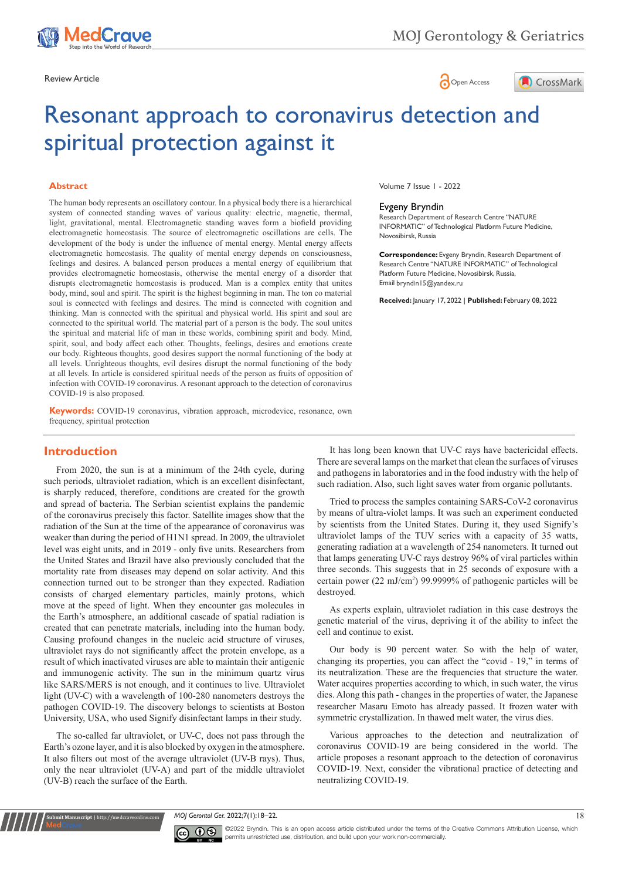Review Article

# Resonant approach to coronavirus detection and spiritual protection against it

Volume 7 Issue 1 - 2022

**Evgeny Bryndin**

Research Department of Research Centre "NATURE INFORMATIC" of Technological Platform Future Medicine, Novosibirsk, Russia

**Correspondence:** Evgeny Bryndin, Research Department of Research Centre "NATURE INFORMATIC" of Technological Platform Future Medicine, Novosibirsk, Russia, Email bryndin15@yandex.ru

**Received:** January 17, 2022 | **Published:** February 08, 2022

## Abstract

The human body represents an oscillatory contour. In a physical body there is a hierarchical system of connected standing waves of various quality: electric, magnetic, thermal, light, gravitational, mental. Electromagnetic standing waves form a biofield providing electromagnetic homeostasis. The source of electromagnetic oscillations are cells. The development of the body is under the influence of mental energy. Mental energy affects electromagnetic homeostasis. The quality of mental energy depends on consciousness, feelings and desires. A balanced person produces a mental energy of equilibrium that provides electromagnetic homeostasis, otherwise the mental energy of a disorder that disrupts electromagnetic homeostasis is produced. Man is a complex entity that unites body, mind, soul and spirit. The spirit is the highest beginning in man. The ton co material soul is connected with feelings and desires. The mind is connected with cognition and thinking. Man is connected with the spiritual and physical world. His spirit and soul are connected to the spiritual world. The material part of a person is the body. The soul unites the spiritual and material life of man in these worlds, combining spirit and body. Mind, spirit, soul, and body affect each other. Thoughts, feelings, desires and emotions create our body. Righteous thoughts, good desires support the normal functioning of the body at all levels. Unrighteous thoughts, evil desires disrupt the normal functioning of the body at all levels. In article is considered spiritual needs of the person as fruits of opposition of infection with COVID-19 coronavirus. A resonant approach to the detection of coronavirus COVID-19 is also proposed.

**Keywords:** COVID-19 coronavirus, vibration approach, microdevice, resonance, own frequency, spiritual protection

## Introduction

From 2020, the sun is at a minimum of the 24th cycle, during such periods, ultraviolet radiation, which is an excellent disinfectant, is sharply reduced, therefore, conditions are created for the growth and spread of bacteria. The Serbian scientist explains the pandemic of the coronavirus precisely this factor. Satellite images show that the radiation of the Sun at the time of the appearance of coronavirus was weaker than during the period of H1N1 spread. In 2009, the ultraviolet level was eight units, and in 2019 - only five units. Researchers from the United States and Brazil have also previously concluded that the mortality rate from diseases may depend on solar activity. And this connection turned out to be stronger than they expected. Radiation consists of charged elementary particles, mainly protons, which move at the speed of light. When they encounter gas molecules in the Earth's atmosphere, an additional cascade of spatial radiation is created that can penetrate materials, including into the human body. Causing profound changes in the nucleic acid structure of viruses, ultraviolet rays do not significantly affect the protein envelope, as a result of which inactivated viruses are able to maintain their antigenic and immunogenic activity. The sun in the minimum quartz virus like SARS/MERS is not enough, and it continues to live. Ultraviolet light (UV-C) with a wavelength of 100-280 nanometers destroys the pathogen COVID-19. The discovery belongs to scientists at Boston University, USA, who used Signify disinfectant lamps in their study.

The so-called far ultraviolet, or UV-C, does not pass through the Earth's ozone layer, and it is also blocked by oxygen in the atmosphere. It also filters out most of the average ultraviolet (UV-B rays). Thus, only the near ultraviolet (UV-A) and part of the middle ultraviolet (UV-B) reach the surface of the Earth.

It has long been known that UV-C rays have bactericidal effects. There are several lamps on the market that clean the surfaces of viruses and pathogens in laboratories and in the food industry with the help of such radiation. Also, such light saves water from organic pollutants.

Tried to process the samples containing SARS-CoV-2 coronavirus by means of ultra-violet lamps. It was such an experiment conducted by scientists from the United States. During it, they used Signify's ultraviolet lamps of the TUV series with a capacity of 35 watts, generating radiation at a wavelength of 254 nanometers. It turned out that lamps generating UV-C rays destroy 96% of viral particles within three seconds. This suggests that in 25 seconds of exposure with a certain power (22 mJ/cm$^2$) 99.9999% of pathogenic particles will be destroyed.

As experts explain, ultraviolet radiation in this case destroys the genetic material of the virus, depriving it of the ability to infect the cell and continue to exist.

Our body is 90 percent water. So with the help of water, changing its properties, you can affect the "covid - 19," in terms of its neutralization. These are the frequencies that structure the water. Water acquires properties according to which, in such water, the virus dies. Along this path - changes in the properties of water, the Japanese researcher Masaru Emoto has already passed. It frozen water with symmetric crystallization. In thawed melt water, the virus dies.

Various approaches to the detection and neutralization of coronavirus COVID-19 are being considered in the world. The article proposes a resonant approach to the detection of coronavirus COVID-19. Next, consider the vibrational practice of detecting and neutralizing COVID-19.

©2022 Bryndin. This is an open access article distributed under the terms of the Creative Commons Attribution License, which permits unrestricted use, distribution, and build upon your work non-commercially.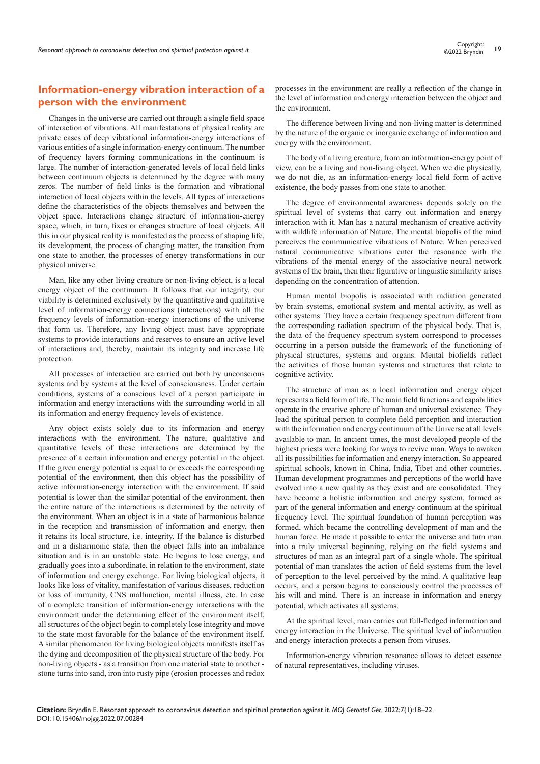## Information-energy vibration interaction of a person with the environment

Changes in the universe are carried out through a single field space of interaction of vibrations. All manifestations of physical reality are private cases of deep vibrational information-energy interactions of various entities of a single information-energy continuum. The number of frequency layers forming communications in the continuum is large. The number of interaction-generated levels of local field links between continuum objects is determined by the degree with many zeros. The number of field links is the formation and vibrational interaction of local objects within the levels. All types of interactions define the characteristics of the objects themselves and between the object space. Interactions change structure of information-energy space, which, in turn, fixes or changes structure of local objects. All this in our physical reality is manifested as the process of shaping life, its development, the process of changing matter, the transition from one state to another, the processes of energy transformations in our physical universe.

Man, like any other living creature or non-living object, is a local energy object of the continuum. It follows that our integrity, our viability is determined exclusively by the quantitative and qualitative level of information-energy connections (interactions) with all the frequency levels of information-energy interactions of the universe that form us. Therefore, any living object must have appropriate systems to provide interactions and reserves to ensure an active level of interactions and, thereby, maintain its integrity and increase life protection.

All processes of interaction are carried out both by unconscious systems and by systems at the level of consciousness. Under certain conditions, systems of a conscious level of a person participate in information and energy interactions with the surrounding world in all its information and energy frequency levels of existence.

Any object exists solely due to its information and energy interactions with the environment. The nature, qualitative and quantitative levels of these interactions are determined by the presence of a certain information and energy potential in the object. If the given energy potential is equal to or exceeds the corresponding potential of the environment, then this object has the possibility of active information-energy interaction with the environment. If said potential is lower than the similar potential of the environment, then the entire nature of the interactions is determined by the activity of the environment. When an object is in a state of harmonious balance in the reception and transmission of information and energy, then it retains its local structure, i.e. integrity. If the balance is disturbed and in a disharmonic state, then the object falls into an imbalance situation and is in an unstable state. He begins to lose energy, and gradually goes into a subordinate, in relation to the environment, state of information and energy exchange. For living biological objects, it looks like loss of vitality, manifestation of various diseases, reduction or loss of immunity, CNS malfunction, mental illness, etc. In case of a complete transition of information-energy interactions with the environment under the determining effect of the environment itself, all structures of the object begin to completely lose integrity and move to the state most favorable for the balance of the environment itself. A similar phenomenon for living biological objects manifests itself as the dying and decomposition of the physical structure of the body. For non-living objects - as a transition from one material state to another - stone turns into sand, iron into rusty pipe (erosion processes and redox processes in the environment are really a reflection of the change in the level of information and energy interaction between the object and the environment.

The difference between living and non-living matter is determined by the nature of the organic or inorganic exchange of information and energy with the environment.

The body of a living creature, from an information-energy point of view, can be a living and non-living object. When we die physically, we do not die, as an information-energy local field form of active existence, the body passes from one state to another.

The degree of environmental awareness depends solely on the spiritual level of systems that carry out information and energy interaction with it. Man has a natural mechanism of creative activity with wildlife information of Nature. The mental biopolis of the mind perceives the communicative vibrations of Nature. When perceived natural communicative vibrations enter the resonance with the vibrations of the mental energy of the associative neural network systems of the brain, then their figurative or linguistic similarity arises depending on the concentration of attention.

Human mental biopolis is associated with radiation generated by brain systems, emotional system and mental activity, as well as other systems. They have a certain frequency spectrum different from the corresponding radiation spectrum of the physical body. That is, the data of the frequency spectrum system correspond to processes occurring in a person outside the framework of the functioning of physical structures, systems and organs. Mental biofields reflect the activities of those human systems and structures that relate to cognitive activity.

The structure of man as a local information and energy object represents a field form of life. The main field functions and capabilities operate in the creative sphere of human and universal existence. They lead the spiritual person to complete field perception and interaction with the information and energy continuum of the Universe at all levels available to man. In ancient times, the most developed people of the highest priests were looking for ways to revive man. Ways to awaken all its possibilities for information and energy interaction. So appeared spiritual schools, known in China, India, Tibet and other countries. Human development programmes and perceptions of the world have evolved into a new quality as they exist and are consolidated. They have become a holistic information and energy system, formed as part of the general information and energy continuum at the spiritual frequency level. The spiritual foundation of human perception was formed, which became the controlling development of man and the human force. He made it possible to enter the universe and turn man into a truly universal beginning, relying on the field systems and structures of man as an integral part of a single whole. The spiritual potential of man translates the action of field systems from the level of perception to the level perceived by the mind. A qualitative leap occurs, and a person begins to consciously control the processes of his will and mind. There is an increase in information and energy potential, which activates all systems.

At the spiritual level, man carries out full-fledged information and energy interaction in the Universe. The spiritual level of information and energy interaction protects a person from viruses.

Information-energy vibration resonance allows to detect essence of natural representatives, including viruses.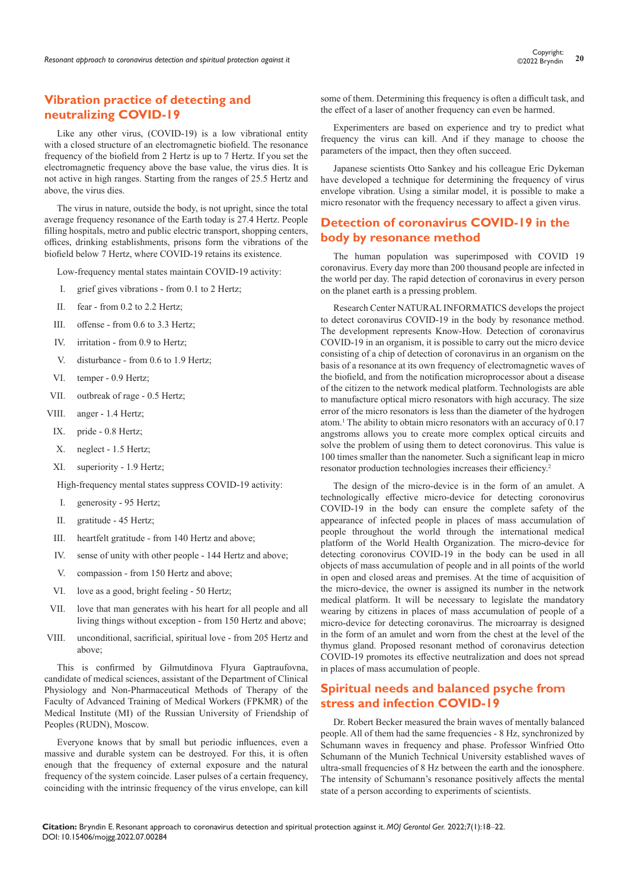## Vibration practice of detecting and neutralizing COVID-19

Like any other virus, (COVID-19) is a low vibrational entity with a closed structure of an electromagnetic biofield. The resonance frequency of the biofield from 2 Hertz is up to 7 Hertz. If you set the electromagnetic frequency above the base value, the virus dies. It is not active in high ranges. Starting from the ranges of 25.5 Hertz and above, the virus dies.

The virus in nature, outside the body, is not upright, since the total average frequency resonance of the Earth today is 27.4 Hertz. People filling hospitals, metro and public electric transport, shopping centers, offices, drinking establishments, prisons form the vibrations of the biofield below 7 Hertz, where COVID-19 retains its existence.

Low-frequency mental states maintain COVID-19 activity:

I. grief gives vibrations - from 0.1 to 2 Hertz;
II. fear - from 0.2 to 2.2 Hertz;
III. offense - from 0.6 to 3.3 Hertz;
IV. irritation - from 0.9 to Hertz;
V. disturbance - from 0.6 to 1.9 Hertz;
VI. temper - 0.9 Hertz;
VII. outbreak of rage - 0.5 Hertz;
VIII. anger - 1.4 Hertz;
IX. pride - 0.8 Hertz;
X. neglect - 1.5 Hertz;
XI. superiority - 1.9 Hertz;

High-frequency mental states suppress COVID-19 activity:

I. generosity - 95 Hertz;
II. gratitude - 45 Hertz;
III. heartfelt gratitude - from 140 Hertz and above;
IV. sense of unity with other people - 144 Hertz and above;
V. compassion - from 150 Hertz and above;
VI. love as a good, bright feeling - 50 Hertz;
VII. love that man generates with his heart for all people and all living things without exception - from 150 Hertz and above;
VIII. unconditional, sacrificial, spiritual love - from 205 Hertz and above;

This is confirmed by Gilmutdinova Flyura Gaptraufovna, candidate of medical sciences, assistant of the Department of Clinical Physiology and Non-Pharmaceutical Methods of Therapy of the Faculty of Advanced Training of Medical Workers (FPKMR) of the Medical Institute (MI) of the Russian University of Friendship of Peoples (RUDN), Moscow.

Everyone knows that by small but periodic influences, even a massive and durable system can be destroyed. For this, it is often enough that the frequency of external exposure and the natural frequency of the system coincide. Laser pulses of a certain frequency, coinciding with the intrinsic frequency of the virus envelope, can kill some of them. Determining this frequency is often a difficult task, and the effect of a laser of another frequency can even be harmed.

Experimenters are based on experience and try to predict what frequency the virus can kill. And if they manage to choose the parameters of the impact, then they often succeed.

Japanese scientists Otto Sankey and his colleague Eric Dykeman have developed a technique for determining the frequency of virus envelope vibration. Using a similar model, it is possible to make a micro resonator with the frequency necessary to affect a given virus.

## Detection of coronavirus COVID-19 in the body by resonance method

The human population was superimposed with COVID 19 coronavirus. Every day more than 200 thousand people are infected in the world per day. The rapid detection of coronavirus in every person on the planet earth is a pressing problem.

Research Center NATURAL INFORMATICS develops the project to detect coronavirus COVID-19 in the body by resonance method. The development represents Know-How. Detection of coronavirus COVID-19 in an organism, it is possible to carry out the micro device consisting of a chip of detection of coronavirus in an organism on the basis of a resonance at its own frequency of electromagnetic waves of the biofield, and from the notification microprocessor about a disease of the citizen to the network medical platform. Technologists are able to manufacture optical micro resonators with high accuracy. The size error of the micro resonators is less than the diameter of the hydrogen atom.[1] The ability to obtain micro resonators with an accuracy of 0.17 angstroms allows you to create more complex optical circuits and solve the problem of using them to detect coronovirus. This value is 100 times smaller than the nanometer. Such a significant leap in micro resonator production technologies increases their efficiency.[2]

The design of the micro-device is in the form of an amulet. A technologically effective micro-device for detecting coronovirus COVID-19 in the body can ensure the complete safety of the appearance of infected people in places of mass accumulation of people throughout the world through the international medical platform of the World Health Organization. The micro-device for detecting coronovirus COVID-19 in the body can be used in all objects of mass accumulation of people and in all points of the world in open and closed areas and premises. At the time of acquisition of the micro-device, the owner is assigned its number in the network medical platform. It will be necessary to legislate the mandatory wearing by citizens in places of mass accumulation of people of a micro-device for detecting coronavirus. The microarray is designed in the form of an amulet and worn from the chest at the level of the thymus gland. Proposed resonant method of coronavirus detection COVID-19 promotes its effective neutralization and does not spread in places of mass accumulation of people.

## Spiritual needs and balanced psyche from stress and infection COVID-19

Dr. Robert Becker measured the brain waves of mentally balanced people. All of them had the same frequencies - 8 Hz, synchronized by Schumann waves in frequency and phase. Professor Winfried Otto Schumann of the Munich Technical University established waves of ultra-small frequencies of 8 Hz between the earth and the ionosphere. The intensity of Schumann's resonance positively affects the mental state of a person according to experiments of scientists.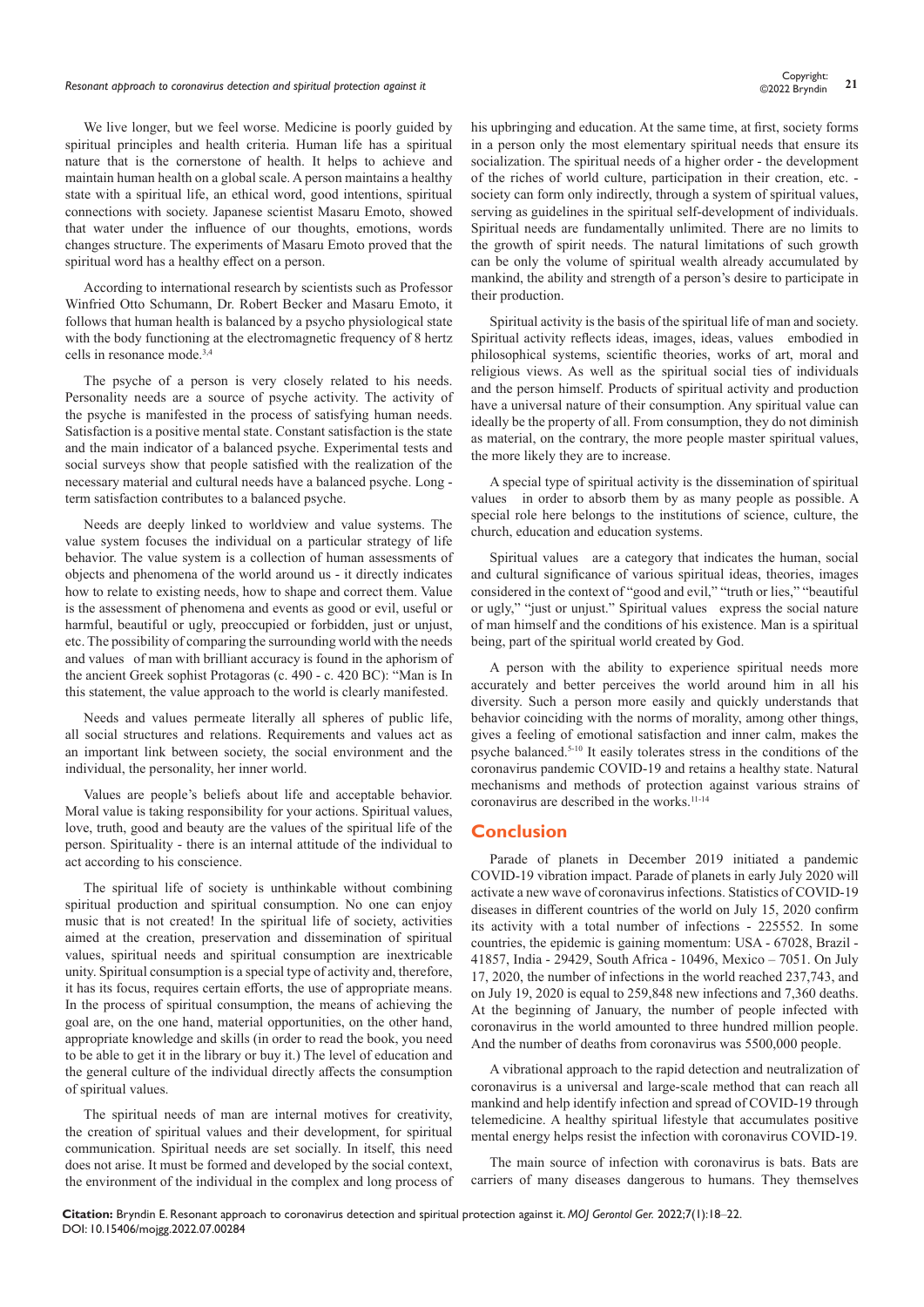We live longer, but we feel worse. Medicine is poorly guided by spiritual principles and health criteria. Human life has a spiritual nature that is the cornerstone of health. It helps to achieve and maintain human health on a global scale. A person maintains a healthy state with a spiritual life, an ethical word, good intentions, spiritual connections with society. Japanese scientist Masaru Emoto, showed that water under the influence of our thoughts, emotions, words changes structure. The experiments of Masaru Emoto proved that the spiritual word has a healthy effect on a person.

According to international research by scientists such as Professor Winfried Otto Schumann, Dr. Robert Becker and Masaru Emoto, it follows that human health is balanced by a psycho physiological state with the body functioning at the electromagnetic frequency of 8 hertz cells in resonance mode.[3,4]

The psyche of a person is very closely related to his needs. Personality needs are a source of psyche activity. The activity of the psyche is manifested in the process of satisfying human needs. Satisfaction is a positive mental state. Constant satisfaction is the state and the main indicator of a balanced psyche. Experimental tests and social surveys show that people satisfied with the realization of the necessary material and cultural needs have a balanced psyche. Long - term satisfaction contributes to a balanced psyche.

Needs are deeply linked to worldview and value systems. The value system focuses the individual on a particular strategy of life behavior. The value system is a collection of human assessments of objects and phenomena of the world around us - it directly indicates how to relate to existing needs, how to shape and correct them. Value is the assessment of phenomena and events as good or evil, useful or harmful, beautiful or ugly, preoccupied or forbidden, just or unjust, etc. The possibility of comparing the surrounding world with the needs and values of man with brilliant accuracy is found in the aphorism of the ancient Greek sophist Protagoras (c. 490 - c. 420 BC): "Man is In this statement, the value approach to the world is clearly manifested.

Needs and values permeate literally all spheres of public life, all social structures and relations. Requirements and values act as an important link between society, the social environment and the individual, the personality, her inner world.

Values are people's beliefs about life and acceptable behavior. Moral value is taking responsibility for your actions. Spiritual values, love, truth, good and beauty are the values of the spiritual life of the person. Spirituality - there is an internal attitude of the individual to act according to his conscience.

The spiritual life of society is unthinkable without combining spiritual production and spiritual consumption. No one can enjoy music that is not created! In the spiritual life of society, activities aimed at the creation, preservation and dissemination of spiritual values, spiritual needs and spiritual consumption are inextricable unity. Spiritual consumption is a special type of activity and, therefore, it has its focus, requires certain efforts, the use of appropriate means. In the process of spiritual consumption, the means of achieving the goal are, on the one hand, material opportunities, on the other hand, appropriate knowledge and skills (in order to read the book, you need to be able to get it in the library or buy it.) The level of education and the general culture of the individual directly affects the consumption of spiritual values.

The spiritual needs of man are internal motives for creativity, the creation of spiritual values and their development, for spiritual communication. Spiritual needs are set socially. In itself, this need does not arise. It must be formed and developed by the social context, the environment of the individual in the complex and long process of his upbringing and education. At the same time, at first, society forms in a person only the most elementary spiritual needs that ensure its socialization. The spiritual needs of a higher order - the development of the riches of world culture, participation in their creation, etc. - society can form only indirectly, through a system of spiritual values, serving as guidelines in the spiritual self-development of individuals. Spiritual needs are fundamentally unlimited. There are no limits to the growth of spirit needs. The natural limitations of such growth can be only the volume of spiritual wealth already accumulated by mankind, the ability and strength of a person's desire to participate in their production.

Spiritual activity is the basis of the spiritual life of man and society. Spiritual activity reflects ideas, images, ideas, values embodied in philosophical systems, scientific theories, works of art, moral and religious views. As well as the spiritual social ties of individuals and the person himself. Products of spiritual activity and production have a universal nature of their consumption. Any spiritual value can ideally be the property of all. From consumption, they do not diminish as material, on the contrary, the more people master spiritual values, the more likely they are to increase.

A special type of spiritual activity is the dissemination of spiritual values in order to absorb them by as many people as possible. A special role here belongs to the institutions of science, culture, the church, education and education systems.

Spiritual values are a category that indicates the human, social and cultural significance of various spiritual ideas, theories, images considered in the context of "good and evil," "truth or lies," "beautiful or ugly," "just or unjust." Spiritual values express the social nature of man himself and the conditions of his existence. Man is a spiritual being, part of the spiritual world created by God.

A person with the ability to experience spiritual needs more accurately and better perceives the world around him in all his diversity. Such a person more easily and quickly understands that behavior coinciding with the norms of morality, among other things, gives a feeling of emotional satisfaction and inner calm, makes the psyche balanced.[5-10] It easily tolerates stress in the conditions of the coronavirus pandemic COVID-19 and retains a healthy state. Natural mechanisms and methods of protection against various strains of coronavirus are described in the works.[11-14]

## Conclusion

Parade of planets in December 2019 initiated a pandemic COVID-19 vibration impact. Parade of planets in early July 2020 will activate a new wave of coronavirus infections. Statistics of COVID-19 diseases in different countries of the world on July 15, 2020 confirm its activity with a total number of infections - 225552. In some countries, the epidemic is gaining momentum: USA - 67028, Brazil - 41857, India - 29429, South Africa - 10496, Mexico – 7051. On July 17, 2020, the number of infections in the world reached 237,743, and on July 19, 2020 is equal to 259,848 new infections and 7,360 deaths. At the beginning of January, the number of people infected with coronavirus in the world amounted to three hundred million people. And the number of deaths from coronavirus was 5500,000 people.

A vibrational approach to the rapid detection and neutralization of coronavirus is a universal and large-scale method that can reach all mankind and help identify infection and spread of COVID-19 through telemedicine. A healthy spiritual lifestyle that accumulates positive mental energy helps resist the infection with coronavirus COVID-19.

The main source of infection with coronavirus is bats. Bats are carriers of many diseases dangerous to humans. They themselves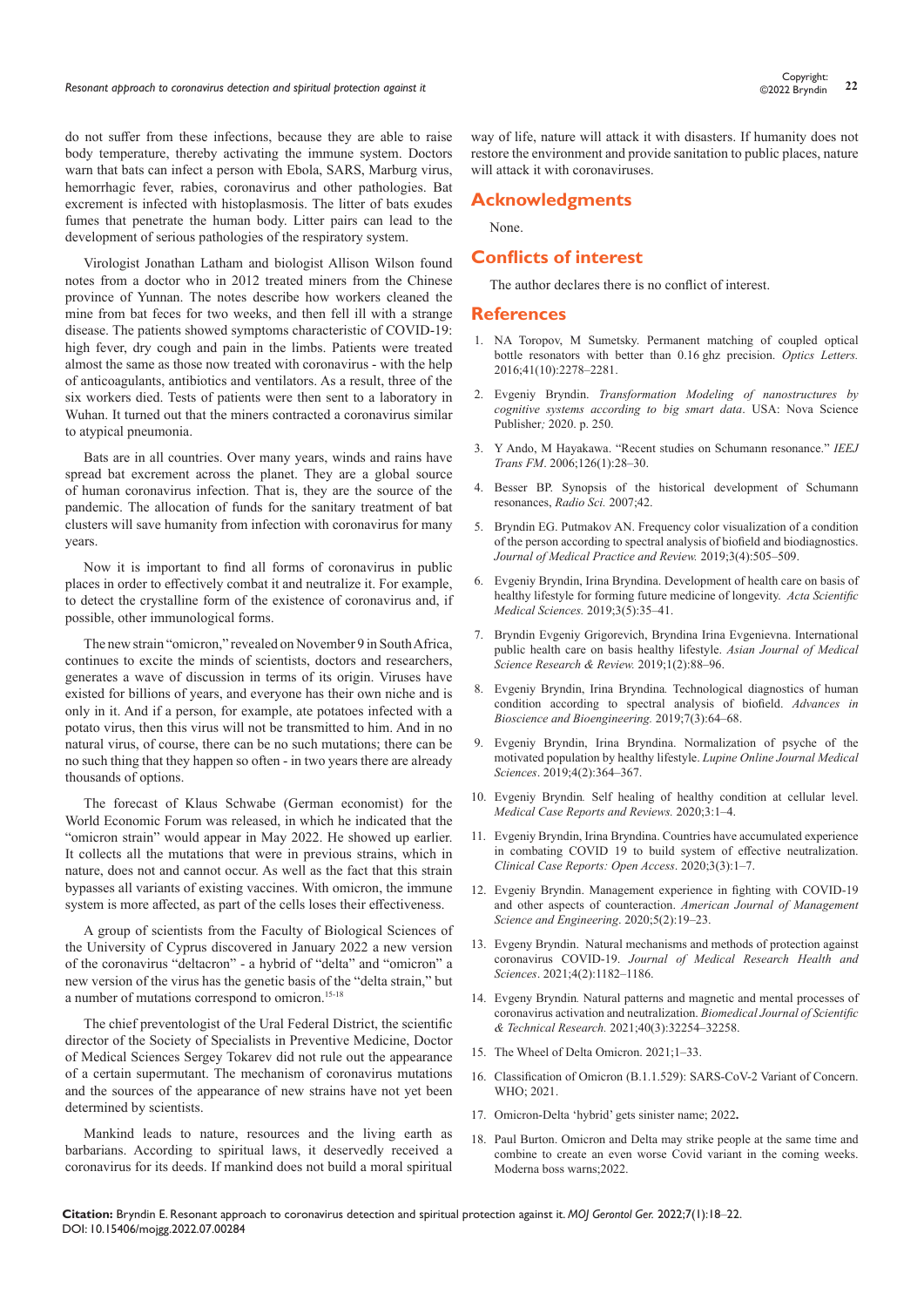do not suffer from these infections, because they are able to raise body temperature, thereby activating the immune system. Doctors warn that bats can infect a person with Ebola, SARS, Marburg virus, hemorrhagic fever, rabies, coronavirus and other pathologies. Bat excrement is infected with histoplasmosis. The litter of bats exudes fumes that penetrate the human body. Litter pairs can lead to the development of serious pathologies of the respiratory system.

Virologist Jonathan Latham and biologist Allison Wilson found notes from a doctor who in 2012 treated miners from the Chinese province of Yunnan. The notes describe how workers cleaned the mine from bat feces for two weeks, and then fell ill with a strange disease. The patients showed symptoms characteristic of COVID-19: high fever, dry cough and pain in the limbs. Patients were treated almost the same as those now treated with coronavirus - with the help of anticoagulants, antibiotics and ventilators. As a result, three of the six workers died. Tests of patients were then sent to a laboratory in Wuhan. It turned out that the miners contracted a coronavirus similar to atypical pneumonia.

Bats are in all countries. Over many years, winds and rains have spread bat excrement across the planet. They are a global source of human coronavirus infection. That is, they are the source of the pandemic. The allocation of funds for the sanitary treatment of bat clusters will save humanity from infection with coronavirus for many years.

Now it is important to find all forms of coronavirus in public places in order to effectively combat it and neutralize it. For example, to detect the crystalline form of the existence of coronavirus and, if possible, other immunological forms.

The new strain "omicron," revealed on November 9 in South Africa, continues to excite the minds of scientists, doctors and researchers, generates a wave of discussion in terms of its origin. Viruses have existed for billions of years, and everyone has their own niche and is only in it. And if a person, for example, ate potatoes infected with a potato virus, then this virus will not be transmitted to him. And in no natural virus, of course, there can be no such mutations; there can be no such thing that they happen so often - in two years there are already thousands of options.

The forecast of Klaus Schwabe (German economist) for the World Economic Forum was released, in which he indicated that the "omicron strain" would appear in May 2022. He showed up earlier. It collects all the mutations that were in previous strains, which in nature, does not and cannot occur. As well as the fact that this strain bypasses all variants of existing vaccines. With omicron, the immune system is more affected, as part of the cells loses their effectiveness.

A group of scientists from the Faculty of Biological Sciences of the University of Cyprus discovered in January 2022 a new version of the coronavirus "deltacron" - a hybrid of "delta" and "omicron" a new version of the virus has the genetic basis of the "delta strain," but a number of mutations correspond to omicron.[15-18]

The chief preventologist of the Ural Federal District, the scientific director of the Society of Specialists in Preventive Medicine, Doctor of Medical Sciences Sergey Tokarev did not rule out the appearance of a certain supermutant. The mechanism of coronavirus mutations and the sources of the appearance of new strains have not yet been determined by scientists.

Mankind leads to nature, resources and the living earth as barbarians. According to spiritual laws, it deservedly received a coronavirus for its deeds. If mankind does not build a moral spiritual way of life, nature will attack it with disasters. If humanity does not restore the environment and provide sanitation to public places, nature will attack it with coronaviruses.

## Acknowledgments

None.

## Conflicts of interest

The author declares there is no conflict of interest.

## References

1. NA Toropov, M Sumetsky. Permanent matching of coupled optical bottle resonators with better than 0.16 ghz precision. *Optics Letters.* 2016;41(10):2278–2281.
2. Evgeniy Bryndin. *Transformation Modeling of nanostructures by cognitive systems according to big smart data*. USA: Nova Science Publisher*;* 2020. p. 250.
3. Y Ando, M Hayakawa. "Recent studies on Schumann resonance." *IEEJ Trans FM*. 2006;126(1):28–30.
4. Besser BP. Synopsis of the historical development of Schumann resonances, *Radio Sci.* 2007;42.
5. Bryndin EG. Putmakov AN. Frequency color visualization of a condition of the person according to spectral analysis of biofield and biodiagnostics. *Journal of Medical Practice and Review.* 2019;3(4):505–509.
6. Evgeniy Bryndin, Irina Bryndina. Development of health care on basis of healthy lifestyle for forming future medicine of longevity. *Acta Scientific Medical Sciences.* 2019;3(5):35–41.
7. Bryndin Evgeniy Grigorevich, Bryndina Irina Evgenievna. International public health care on basis healthy lifestyle. *Asian Journal of Medical Science Research & Review.* 2019;1(2):88–96.
8. Evgeniy Bryndin, Irina Bryndina*.* Technological diagnostics of human condition according to spectral analysis of biofield. *Advances in Bioscience and Bioengineering.* 2019;7(3):64–68.
9. Evgeniy Bryndin, Irina Bryndina. Normalization of psyche of the motivated population by healthy lifestyle. *Lupine Online Journal Medical Sciences*. 2019;4(2):364–367.
10. Evgeniy Bryndin*.* Self healing of healthy condition at cellular level. *Medical Case Reports and Reviews.* 2020;3:1–4.
11. Evgeniy Bryndin, Irina Bryndina. Countries have accumulated experience in combating COVID 19 to build system of effective neutralization. *Clinical Case Reports: Open Access*. 2020;3(3):1–7.
12. Evgeniy Bryndin. Management experience in fighting with COVID-19 and other aspects of counteraction. *American Journal of Management Science and Engineering*. 2020;5(2):19–23.
13. Evgeny Bryndin. Natural mechanisms and methods of protection against coronavirus COVID-19. *Journal of Medical Research Health and Sciences*. 2021;4(2):1182–1186.
14. Evgeny Bryndin*.* Natural patterns and magnetic and mental processes of coronavirus activation and neutralization. *Biomedical Journal of Scientific & Technical Research.* 2021;40(3):32254–32258.
15. The Wheel of Delta Omicron. 2021;1–33.
16. Classification of Omicron (B.1.1.529): SARS-CoV-2 Variant of Concern. WHO; 2021.
17. Omicron-Delta 'hybrid' gets sinister name; 2022**.**
18. Paul Burton. Omicron and Delta may strike people at the same time and combine to create an even worse Covid variant in the coming weeks. Moderna boss warns;2022.